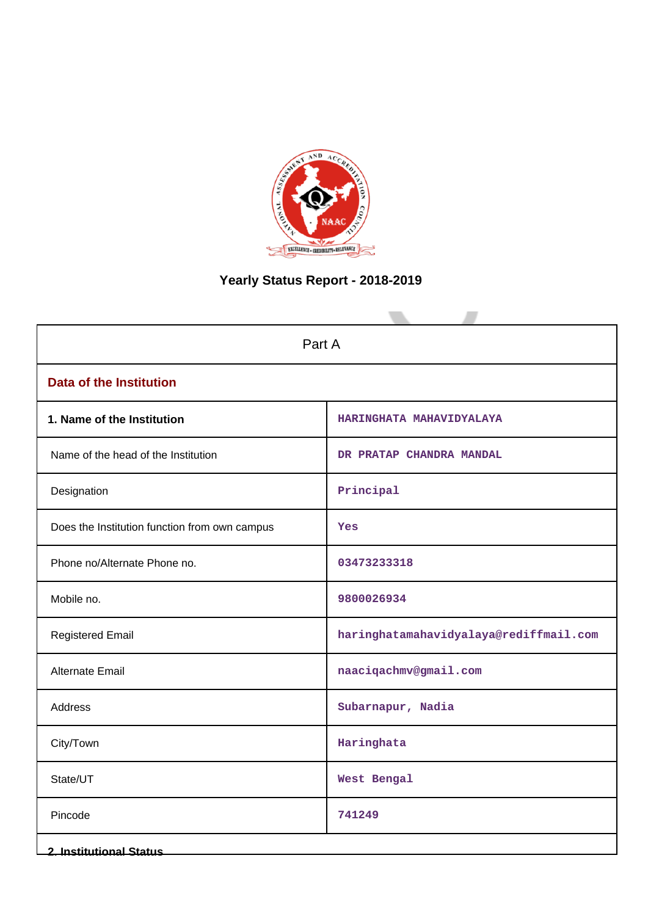# Yearly Status Report - 2018-2019

| Part A | |
|---|---|
| **Data of the Institution** | |
| **1. Name of the Institution** | HARINGHATA MAHAVIDYALAYA |
| Name of the head of the Institution | DR PRATAP CHANDRA MANDAL |
| Designation | Principal |
| Does the Institution function from own campus | Yes |
| Phone no/Alternate Phone no. | 03473233318 |
| Mobile no. | 9800026934 |
| Registered Email | haringhatamahavidyalaya@rediffmail.com |
| Alternate Email | naaciqachmv@gmail.com |
| Address | Subarnapur, Nadia |
| City/Town | Haringhata |
| State/UT | West Bengal |
| Pincode | 741249 |
| **2. Institutional Status** | |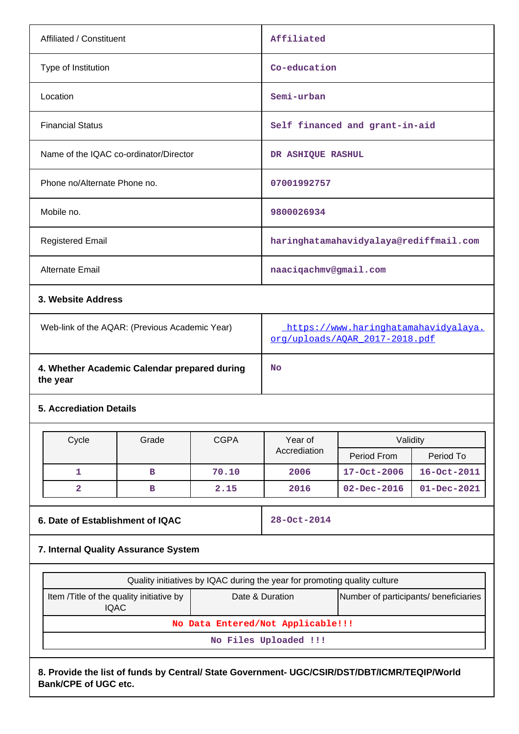| | |
|---|---|
| Affiliated / Constituent | Affiliated |
| Type of Institution | Co-education |
| Location | Semi-urban |
| Financial Status | Self financed and grant-in-aid |
| Name of the IQAC co-ordinator/Director | DR ASHIQUE RASHUL |
| Phone no/Alternate Phone no. | 07001992757 |
| Mobile no. | 9800026934 |
| Registered Email | haringhatamahavidyalaya@rediffmail.com |
| Alternate Email | naaciqachmv@gmail.com |

**3. Website Address**

| | |
|---|---|
| Web-link of the AQAR: (Previous Academic Year) | https://www.haringhatamahavidyalaya.org/uploads/AQAR_2017-2018.pdf |
| **4. Whether Academic Calendar prepared during the year** | No |

**5. Accreditation Details**

| Cycle | Grade | CGPA | Year of Accreditation | Validity | |
|---|---|---|---|---|---|
| | | | | Period From | Period To |
| 1 | B | 70.10 | 2006 | 17-Oct-2006 | 16-Oct-2011 |
| 2 | B | 2.15 | 2016 | 02-Dec-2016 | 01-Dec-2021 |

| | |
|---|---|
| **6. Date of Establishment of IQAC** | 28-Oct-2014 |

**7. Internal Quality Assurance System**

| Quality initiatives by IQAC during the year for promoting quality culture | | |
|---|---|---|
| Item /Title of the quality initiative by IQAC | Date & Duration | Number of participants/ beneficiaries |
| No Data Entered/Not Applicable!!! | | |
| No Files Uploaded !!! | | |

**8. Provide the list of funds by Central/ State Government- UGC/CSIR/DST/DBT/ICMR/TEQIP/World Bank/CPE of UGC etc.**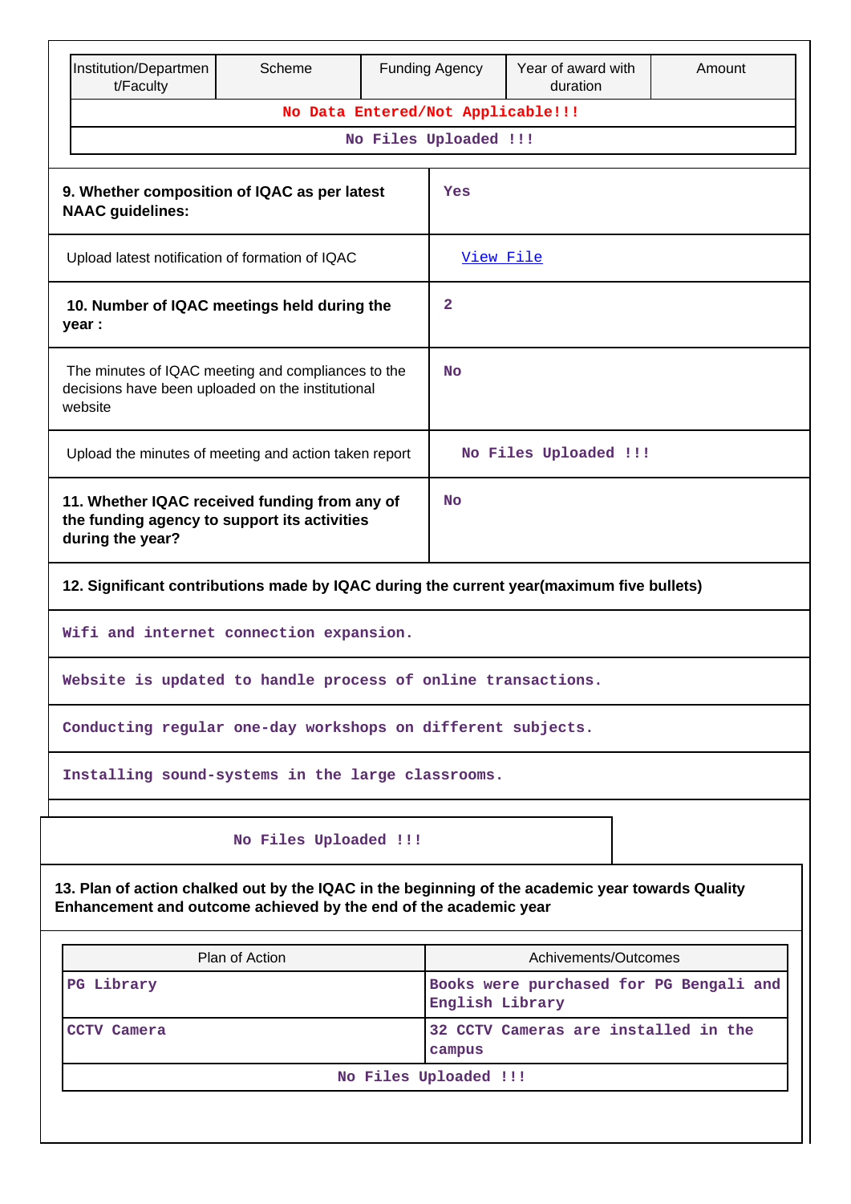| Institution/Department/Faculty | Scheme | Funding Agency | Year of award with duration | Amount |
|---|---|---|---|---|
| No Data Entered/Not Applicable!!! | | | | |
| No Files Uploaded !!! | | | | |

| | |
|---|---|
| **9. Whether composition of IQAC as per latest NAAC guidelines:** | Yes |
| Upload latest notification of formation of IQAC | View File |
| **10. Number of IQAC meetings held during the year :** | 2 |
| The minutes of IQAC meeting and compliances to the decisions have been uploaded on the institutional website | No |
| Upload the minutes of meeting and action taken report | No Files Uploaded !!! |
| **11. Whether IQAC received funding from any of the funding agency to support its activities during the year?** | No |

**12. Significant contributions made by IQAC during the current year(maximum five bullets)**

Wifi and internet connection expansion.

Website is updated to handle process of online transactions.

Conducting regular one-day workshops on different subjects.

Installing sound-systems in the large classrooms.

No Files Uploaded !!!

**13. Plan of action chalked out by the IQAC in the beginning of the academic year towards Quality Enhancement and outcome achieved by the end of the academic year**

| Plan of Action | Achivements/Outcomes |
|---|---|
| PG Library | Books were purchased for PG Bengali and English Library |
| CCTV Camera | 32 CCTV Cameras are installed in the campus |
| No Files Uploaded !!! | |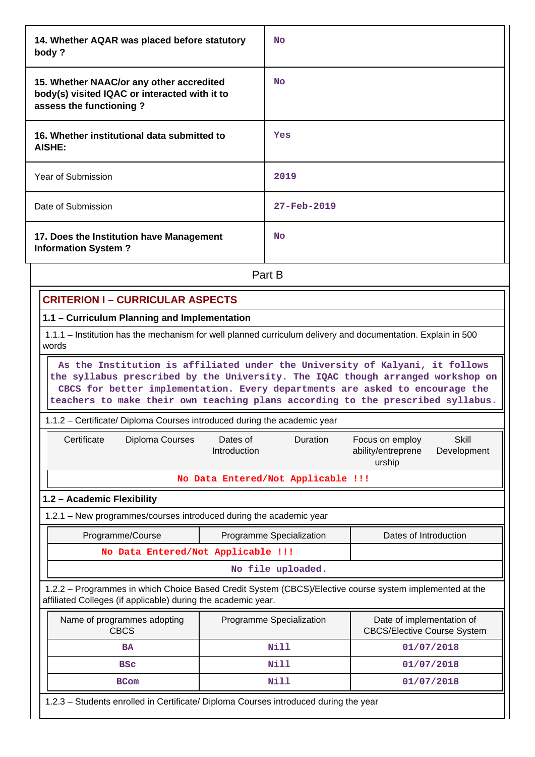| 14. Whether AQAR was placed before statutory body ? | No |
|---|---|
| 15. Whether NAAC/or any other accredited body(s) visited IQAC or interacted with it to assess the functioning ? | No |
| 16. Whether institutional data submitted to AISHE: | Yes |
| Year of Submission | 2019 |
| Date of Submission | 27-Feb-2019 |
| 17. Does the Institution have Management Information System ? | No |

Part B

## CRITERION I – CURRICULAR ASPECTS

### 1.1 – Curriculum Planning and Implementation

1.1.1 – Institution has the mechanism for well planned curriculum delivery and documentation. Explain in 500 words

As the Institution is affiliated under the University of Kalyani, it follows the syllabus prescribed by the University. The IQAC though arranged workshop on CBCS for better implementation. Every departments are asked to encourage the teachers to make their own teaching plans according to the prescribed syllabus.

1.1.2 – Certificate/ Diploma Courses introduced during the academic year

| Certificate | Diploma Courses | Dates of Introduction | Duration | Focus on employ ability/entreprene urship | Skill Development |
|---|---|---|---|---|---|
| No Data Entered/Not Applicable !!! | | | | | |

### 1.2 – Academic Flexibility

1.2.1 – New programmes/courses introduced during the academic year

| Programme/Course | Programme Specialization | Dates of Introduction |
|---|---|---|
| No Data Entered/Not Applicable !!! | | |
| No file uploaded. | | |

1.2.2 – Programmes in which Choice Based Credit System (CBCS)/Elective course system implemented at the affiliated Colleges (if applicable) during the academic year.

| Name of programmes adopting CBCS | Programme Specialization | Date of implementation of CBCS/Elective Course System |
|---|---|---|
| BA | Nill | 01/07/2018 |
| BSc | Nill | 01/07/2018 |
| BCom | Nill | 01/07/2018 |

1.2.3 – Students enrolled in Certificate/ Diploma Courses introduced during the year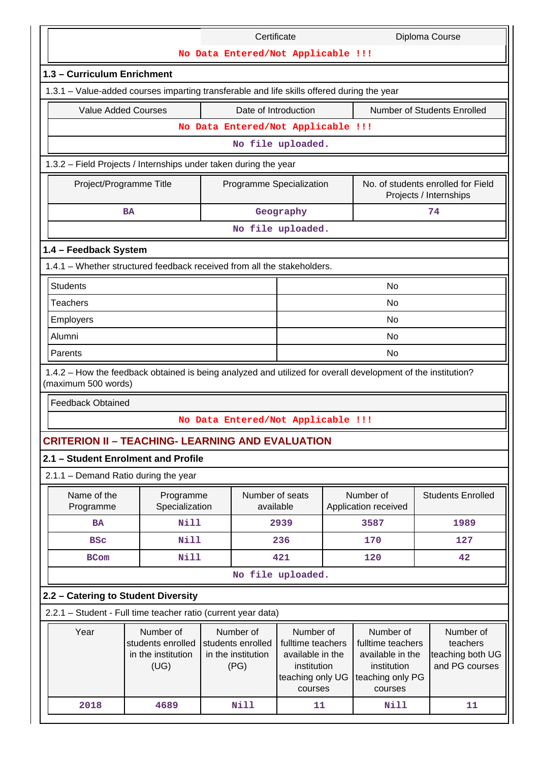| | Certificate | Diploma Course |
|---|---|---|
| No Data Entered/Not Applicable !!! | | |

### 1.3 – Curriculum Enrichment

1.3.1 – Value-added courses imparting transferable and life skills offered during the year

| Value Added Courses | Date of Introduction | Number of Students Enrolled |
|---|---|---|
| No Data Entered/Not Applicable !!! | | |
| No file uploaded. | | |

1.3.2 – Field Projects / Internships under taken during the year

| Project/Programme Title | Programme Specialization | No. of students enrolled for Field Projects / Internships |
|---|---|---|
| BA | Geography | 74 |
| No file uploaded. | | |

### 1.4 – Feedback System

1.4.1 – Whether structured feedback received from all the stakeholders.

| | |
|---|---|
| Students | No |
| Teachers | No |
| Employers | No |
| Alumni | No |
| Parents | No |

1.4.2 – How the feedback obtained is being analyzed and utilized for overall development of the institution? (maximum 500 words)

| Feedback Obtained |
|---|
| No Data Entered/Not Applicable !!! |

## CRITERION II – TEACHING- LEARNING AND EVALUATION

### 2.1 – Student Enrolment and Profile

2.1.1 – Demand Ratio during the year

| Name of the Programme | Programme Specialization | Number of seats available | Number of Application received | Students Enrolled |
|---|---|---|---|---|
| BA | Nill | 2939 | 3587 | 1989 |
| BSc | Nill | 236 | 170 | 127 |
| BCom | Nill | 421 | 120 | 42 |
| No file uploaded. | | | | |

### 2.2 – Catering to Student Diversity

2.2.1 – Student - Full time teacher ratio (current year data)

| Year | Number of students enrolled in the institution (UG) | Number of students enrolled in the institution (PG) | Number of fulltime teachers available in the institution teaching only UG courses | Number of fulltime teachers available in the institution teaching only PG courses | Number of teachers teaching both UG and PG courses |
|---|---|---|---|---|---|
| 2018 | 4689 | Nill | 11 | Nill | 11 |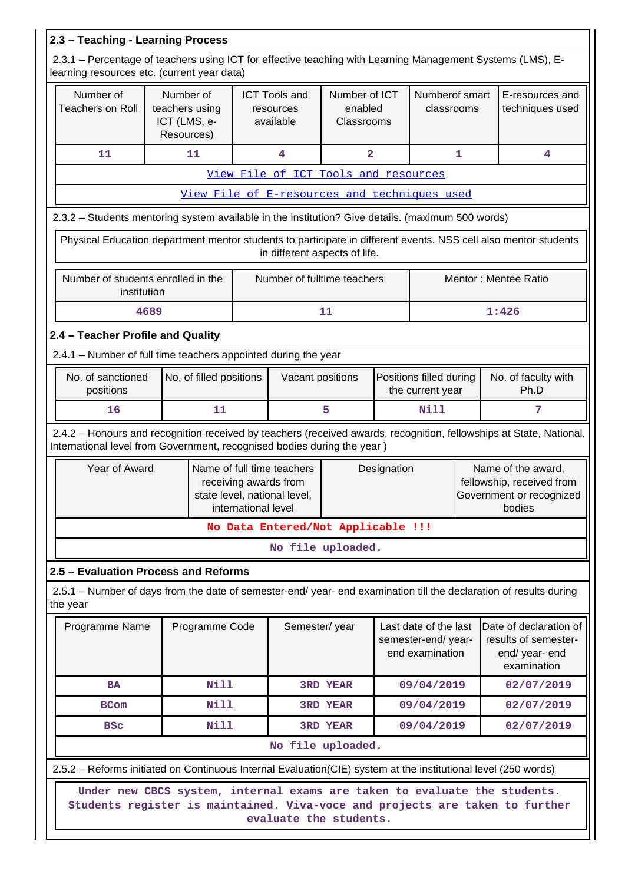## 2.3 – Teaching - Learning Process

2.3.1 – Percentage of teachers using ICT for effective teaching with Learning Management Systems (LMS), E-learning resources etc. (current year data)

| Number of Teachers on Roll | Number of teachers using ICT (LMS, e-Resources) | ICT Tools and resources available | Number of ICT enabled Classrooms | Numberof smart classrooms | E-resources and techniques used |
|---|---|---|---|---|---|
| 11 | 11 | 4 | 2 | 1 | 4 |

View File of ICT Tools and resources

View File of E-resources and techniques used

2.3.2 – Students mentoring system available in the institution? Give details. (maximum 500 words)

Physical Education department mentor students to participate in different events. NSS cell also mentor students in different aspects of life.

| Number of students enrolled in the institution | Number of fulltime teachers | Mentor : Mentee Ratio |
|---|---|---|
| 4689 | 11 | 1:426 |

## 2.4 – Teacher Profile and Quality

2.4.1 – Number of full time teachers appointed during the year

| No. of sanctioned positions | No. of filled positions | Vacant positions | Positions filled during the current year | No. of faculty with Ph.D |
|---|---|---|---|---|
| 16 | 11 | 5 | Nill | 7 |

2.4.2 – Honours and recognition received by teachers (received awards, recognition, fellowships at State, National, International level from Government, recognised bodies during the year )

| Year of Award | Name of full time teachers receiving awards from state level, national level, international level | Designation | Name of the award, fellowship, received from Government or recognized bodies |
|---|---|---|---|
| No Data Entered/Not Applicable !!! | | | |

No file uploaded.

## 2.5 – Evaluation Process and Reforms

2.5.1 – Number of days from the date of semester-end/ year- end examination till the declaration of results during the year

| Programme Name | Programme Code | Semester/ year | Last date of the last semester-end/ year-end examination | Date of declaration of results of semester-end/ year- end examination |
|---|---|---|---|---|
| BA | Nill | 3RD YEAR | 09/04/2019 | 02/07/2019 |
| BCom | Nill | 3RD YEAR | 09/04/2019 | 02/07/2019 |
| BSc | Nill | 3RD YEAR | 09/04/2019 | 02/07/2019 |

No file uploaded.

2.5.2 – Reforms initiated on Continuous Internal Evaluation(CIE) system at the institutional level (250 words)

Under new CBCS system, internal exams are taken to evaluate the students. Students register is maintained. Viva-voce and projects are taken to further evaluate the students.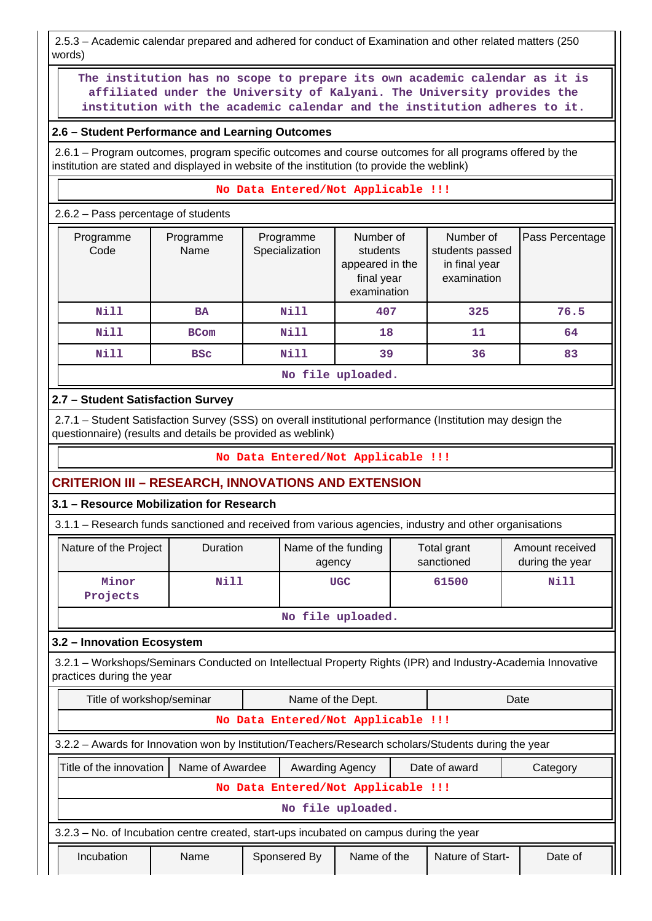2.5.3 – Academic calendar prepared and adhered for conduct of Examination and other related matters (250 words)

The institution has no scope to prepare its own academic calendar as it is affiliated under the University of Kalyani. The University provides the institution with the academic calendar and the institution adheres to it.

### 2.6 – Student Performance and Learning Outcomes

2.6.1 – Program outcomes, program specific outcomes and course outcomes for all programs offered by the institution are stated and displayed in website of the institution (to provide the weblink)

No Data Entered/Not Applicable !!!

2.6.2 – Pass percentage of students

| Programme Code | Programme Name | Programme Specialization | Number of students appeared in the final year examination | Number of students passed in final year examination | Pass Percentage |
|---|---|---|---|---|---|
| Nill | BA | Nill | 407 | 325 | 76.5 |
| Nill | BCom | Nill | 18 | 11 | 64 |
| Nill | BSc | Nill | 39 | 36 | 83 |

No file uploaded.

### 2.7 – Student Satisfaction Survey

2.7.1 – Student Satisfaction Survey (SSS) on overall institutional performance (Institution may design the questionnaire) (results and details be provided as weblink)

No Data Entered/Not Applicable !!!

## CRITERION III – RESEARCH, INNOVATIONS AND EXTENSION

### 3.1 – Resource Mobilization for Research

3.1.1 – Research funds sanctioned and received from various agencies, industry and other organisations

| Nature of the Project | Duration | Name of the funding agency | Total grant sanctioned | Amount received during the year |
|---|---|---|---|---|
| Minor Projects | Nill | UGC | 61500 | Nill |

No file uploaded.

### 3.2 – Innovation Ecosystem

3.2.1 – Workshops/Seminars Conducted on Intellectual Property Rights (IPR) and Industry-Academia Innovative practices during the year

| Title of workshop/seminar | Name of the Dept. | Date |
|---|---|---|
| No Data Entered/Not Applicable !!! | | |

3.2.2 – Awards for Innovation won by Institution/Teachers/Research scholars/Students during the year

| Title of the innovation | Name of Awardee | Awarding Agency | Date of award | Category |
|---|---|---|---|---|
| No Data Entered/Not Applicable !!! | | | | |

No file uploaded.

3.2.3 – No. of Incubation centre created, start-ups incubated on campus during the year

| Incubation | Name | Sponsered By | Name of the | Nature of Start- | Date of |
|---|---|---|---|---|---|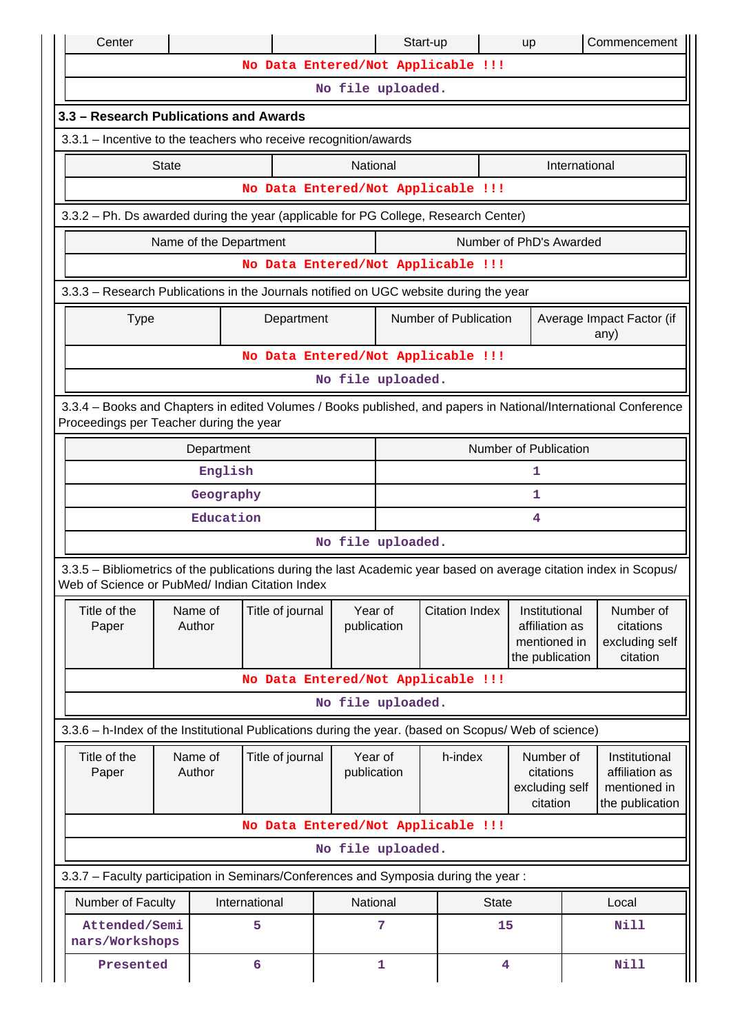| Center | | | Start-up | up | Commencement |
|---|---|---|---|---|---|
| No Data Entered/Not Applicable !!! | | | | | |
| No file uploaded. | | | | | |

## 3.3 – Research Publications and Awards

3.3.1 – Incentive to the teachers who receive recognition/awards

| State | National | International |
|---|---|---|
| No Data Entered/Not Applicable !!! | | |

3.3.2 – Ph. Ds awarded during the year (applicable for PG College, Research Center)

| Name of the Department | Number of PhD's Awarded |
|---|---|
| No Data Entered/Not Applicable !!! | |

3.3.3 – Research Publications in the Journals notified on UGC website during the year

| Type | Department | Number of Publication | Average Impact Factor (if any) |
|---|---|---|---|
| No Data Entered/Not Applicable !!! | | | |
| No file uploaded. | | | |

3.3.4 – Books and Chapters in edited Volumes / Books published, and papers in National/International Conference Proceedings per Teacher during the year

| Department | Number of Publication |
|---|---|
| English | 1 |
| Geography | 1 |
| Education | 4 |
| No file uploaded. | |

3.3.5 – Bibliometrics of the publications during the last Academic year based on average citation index in Scopus/ Web of Science or PubMed/ Indian Citation Index

| Title of the Paper | Name of Author | Title of journal | Year of publication | Citation Index | Institutional affiliation as mentioned in the publication | Number of citations excluding self citation |
|---|---|---|---|---|---|---|
| No Data Entered/Not Applicable !!! | | | | | | |
| No file uploaded. | | | | | | |

3.3.6 – h-Index of the Institutional Publications during the year. (based on Scopus/ Web of science)

| Title of the Paper | Name of Author | Title of journal | Year of publication | h-index | Number of citations excluding self citation | Institutional affiliation as mentioned in the publication |
|---|---|---|---|---|---|---|
| No Data Entered/Not Applicable !!! | | | | | | |
| No file uploaded. | | | | | | |

3.3.7 – Faculty participation in Seminars/Conferences and Symposia during the year :

| Number of Faculty | International | National | State | Local |
|---|---|---|---|---|
| Attended/Seminars/Workshops | 5 | 7 | 15 | Nill |
| Presented | 6 | 1 | 4 | Nill |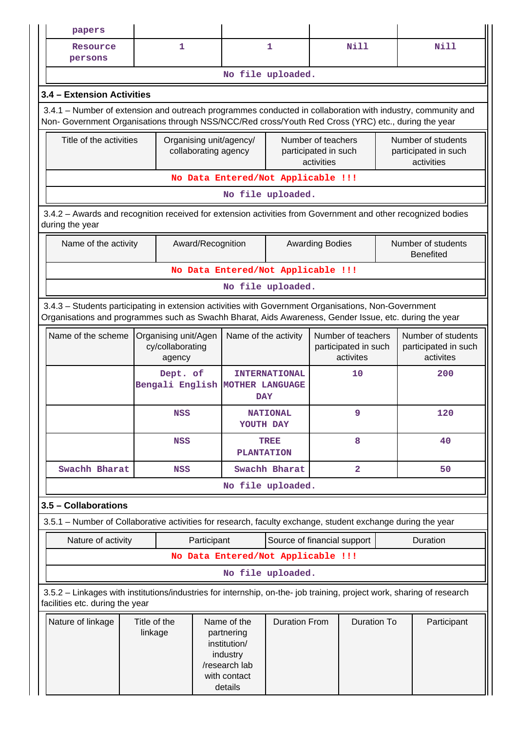| papers | | | | |
|---|---|---|---|---|
| Resource persons | 1 | 1 | Nill | Nill |
| No file uploaded. | | | | |

### 3.4 – Extension Activities

3.4.1 – Number of extension and outreach programmes conducted in collaboration with industry, community and Non- Government Organisations through NSS/NCC/Red cross/Youth Red Cross (YRC) etc., during the year

| Title of the activities | Organising unit/agency/ collaborating agency | Number of teachers participated in such activities | Number of students participated in such activities |
|---|---|---|---|
| No Data Entered/Not Applicable !!! | | | |
| No file uploaded. | | | |

3.4.2 – Awards and recognition received for extension activities from Government and other recognized bodies during the year

| Name of the activity | Award/Recognition | Awarding Bodies | Number of students Benefited |
|---|---|---|---|
| No Data Entered/Not Applicable !!! | | | |
| No file uploaded. | | | |

3.4.3 – Students participating in extension activities with Government Organisations, Non-Government Organisations and programmes such as Swachh Bharat, Aids Awareness, Gender Issue, etc. during the year

| Name of the scheme | Organising unit/Agency/collaborating agency | Name of the activity | Number of teachers participated in such activites | Number of students participated in such activites |
|---|---|---|---|---|
| | Dept. of Bengali English | INTERNATIONAL MOTHER LANGUAGE DAY | 10 | 200 |
| | NSS | NATIONAL YOUTH DAY | 9 | 120 |
| | NSS | TREE PLANTATION | 8 | 40 |
| Swachh Bharat | NSS | Swachh Bharat | 2 | 50 |
| No file uploaded. | | | | |

### 3.5 – Collaborations

3.5.1 – Number of Collaborative activities for research, faculty exchange, student exchange during the year

| Nature of activity | Participant | Source of financial support | Duration |
|---|---|---|---|
| No Data Entered/Not Applicable !!! | | | |
| No file uploaded. | | | |

3.5.2 – Linkages with institutions/industries for internship, on-the- job training, project work, sharing of research facilities etc. during the year

| Nature of linkage | Title of the linkage | Name of the partnering institution/ industry /research lab with contact details | Duration From | Duration To | Participant |
|---|---|---|---|---|---|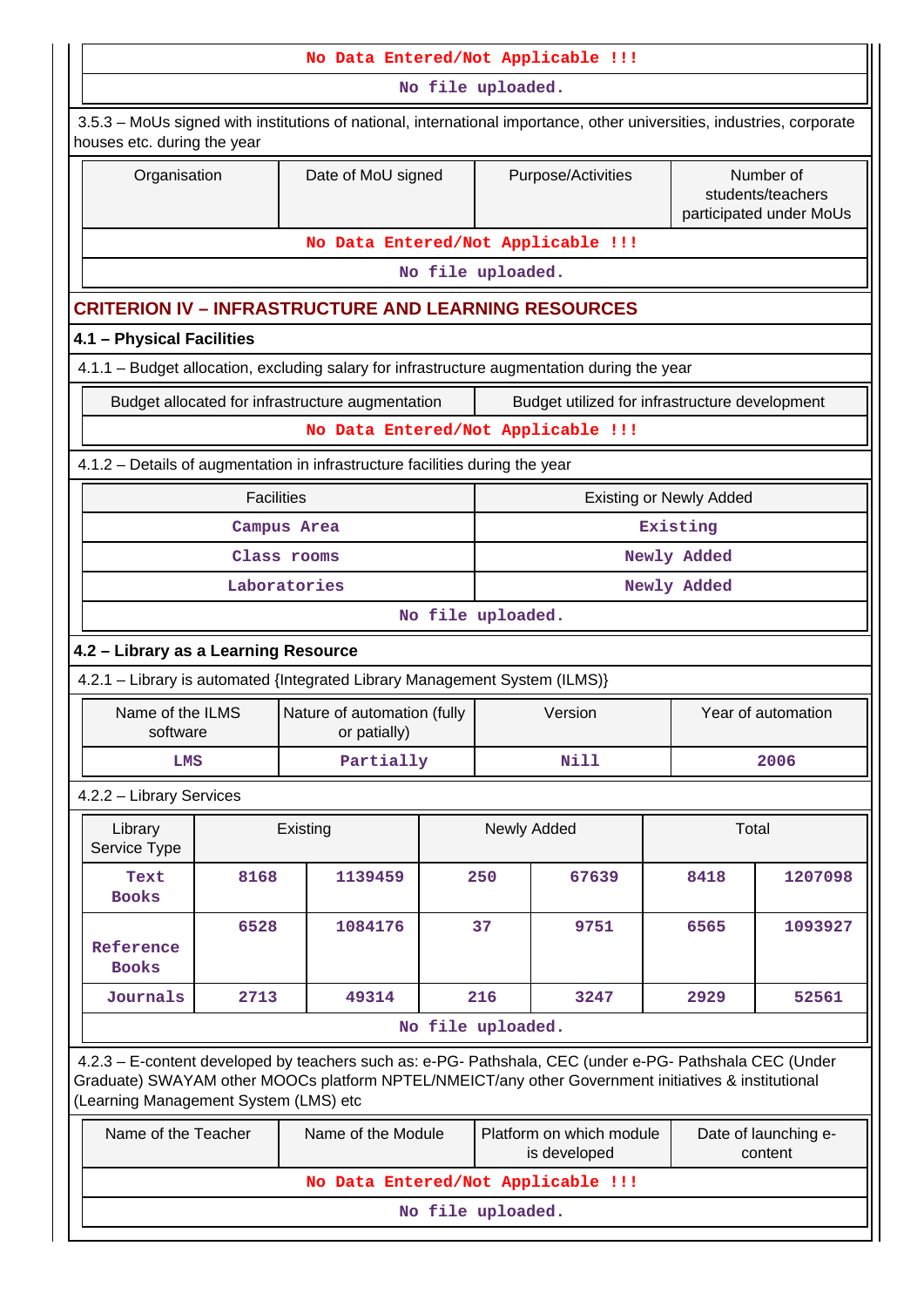| No Data Entered/Not Applicable !!! |
|---|
| No file uploaded. |

3.5.3 – MoUs signed with institutions of national, international importance, other universities, industries, corporate houses etc. during the year

| Organisation | Date of MoU signed | Purpose/Activities | Number of students/teachers participated under MoUs |
|---|---|---|---|
| No Data Entered/Not Applicable !!! | | | |
| No file uploaded. | | | |

## CRITERION IV – INFRASTRUCTURE AND LEARNING RESOURCES

### 4.1 – Physical Facilities

4.1.1 – Budget allocation, excluding salary for infrastructure augmentation during the year

| Budget allocated for infrastructure augmentation | Budget utilized for infrastructure development |
|---|---|
| No Data Entered/Not Applicable !!! | |

4.1.2 – Details of augmentation in infrastructure facilities during the year

| Facilities | Existing or Newly Added |
|---|---|
| Campus Area | Existing |
| Class rooms | Newly Added |
| Laboratories | Newly Added |
| No file uploaded. | |

### 4.2 – Library as a Learning Resource

4.2.1 – Library is automated {Integrated Library Management System (ILMS)}

| Name of the ILMS software | Nature of automation (fully or patially) | Version | Year of automation |
|---|---|---|---|
| LMS | Partially | Nill | 2006 |

4.2.2 – Library Services

| Library Service Type | Existing | | Newly Added | | Total | |
|---|---|---|---|---|---|---|
| Text Books | 8168 | 1139459 | 250 | 67639 | 8418 | 1207098 |
| Reference Books | 6528 | 1084176 | 37 | 9751 | 6565 | 1093927 |
| Journals | 2713 | 49314 | 216 | 3247 | 2929 | 52561 |
| No file uploaded. | | | | | | |

4.2.3 – E-content developed by teachers such as: e-PG- Pathshala, CEC (under e-PG- Pathshala CEC (Under Graduate) SWAYAM other MOOCs platform NPTEL/NMEICT/any other Government initiatives & institutional (Learning Management System (LMS) etc

| Name of the Teacher | Name of the Module | Platform on which module is developed | Date of launching e-content |
|---|---|---|---|
| No Data Entered/Not Applicable !!! | | | |
| No file uploaded. | | | |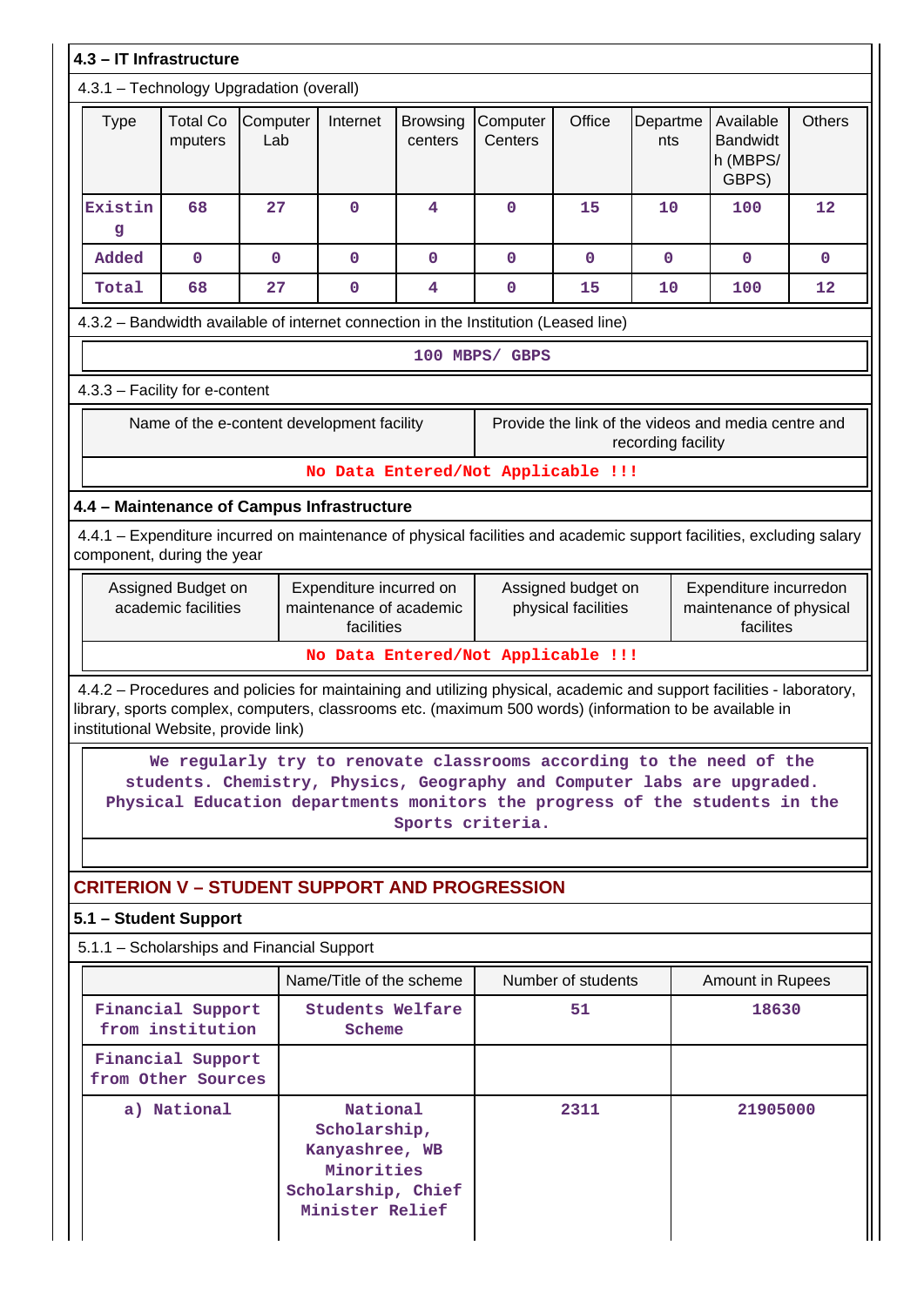### 4.3 – IT Infrastructure

4.3.1 – Technology Upgradation (overall)

| Type | Total Computers | Computer Lab | Internet | Browsing centers | Computer Centers | Office | Departments | Available Bandwidth (MBPS/ GBPS) | Others |
|---|---|---|---|---|---|---|---|---|---|
| Existing | 68 | 27 | 0 | 4 | 0 | 15 | 10 | 100 | 12 |
| Added | 0 | 0 | 0 | 0 | 0 | 0 | 0 | 0 | 0 |
| Total | 68 | 27 | 0 | 4 | 0 | 15 | 10 | 100 | 12 |

4.3.2 – Bandwidth available of internet connection in the Institution (Leased line)

100 MBPS/ GBPS

4.3.3 – Facility for e-content

| Name of the e-content development facility | Provide the link of the videos and media centre and recording facility |
|---|---|
| No Data Entered/Not Applicable !!! | |

### 4.4 – Maintenance of Campus Infrastructure

4.4.1 – Expenditure incurred on maintenance of physical facilities and academic support facilities, excluding salary component, during the year

| Assigned Budget on academic facilities | Expenditure incurred on maintenance of academic facilities | Assigned budget on physical facilities | Expenditure incurredon maintenance of physical facilites |
|---|---|---|---|
| No Data Entered/Not Applicable !!! | | | |

4.4.2 – Procedures and policies for maintaining and utilizing physical, academic and support facilities - laboratory, library, sports complex, computers, classrooms etc. (maximum 500 words) (information to be available in institutional Website, provide link)

We regularly try to renovate classrooms according to the need of the students. Chemistry, Physics, Geography and Computer labs are upgraded. Physical Education departments monitors the progress of the students in the Sports criteria.

## CRITERION V – STUDENT SUPPORT AND PROGRESSION

### 5.1 – Student Support

5.1.1 – Scholarships and Financial Support

| | Name/Title of the scheme | Number of students | Amount in Rupees |
|---|---|---|---|
| Financial Support from institution | Students Welfare Scheme | 51 | 18630 |
| Financial Support from Other Sources | | | |
| a) National | National Scholarship, Kanyashree, WB Minorities Scholarship, Chief Minister Relief | 2311 | 21905000 |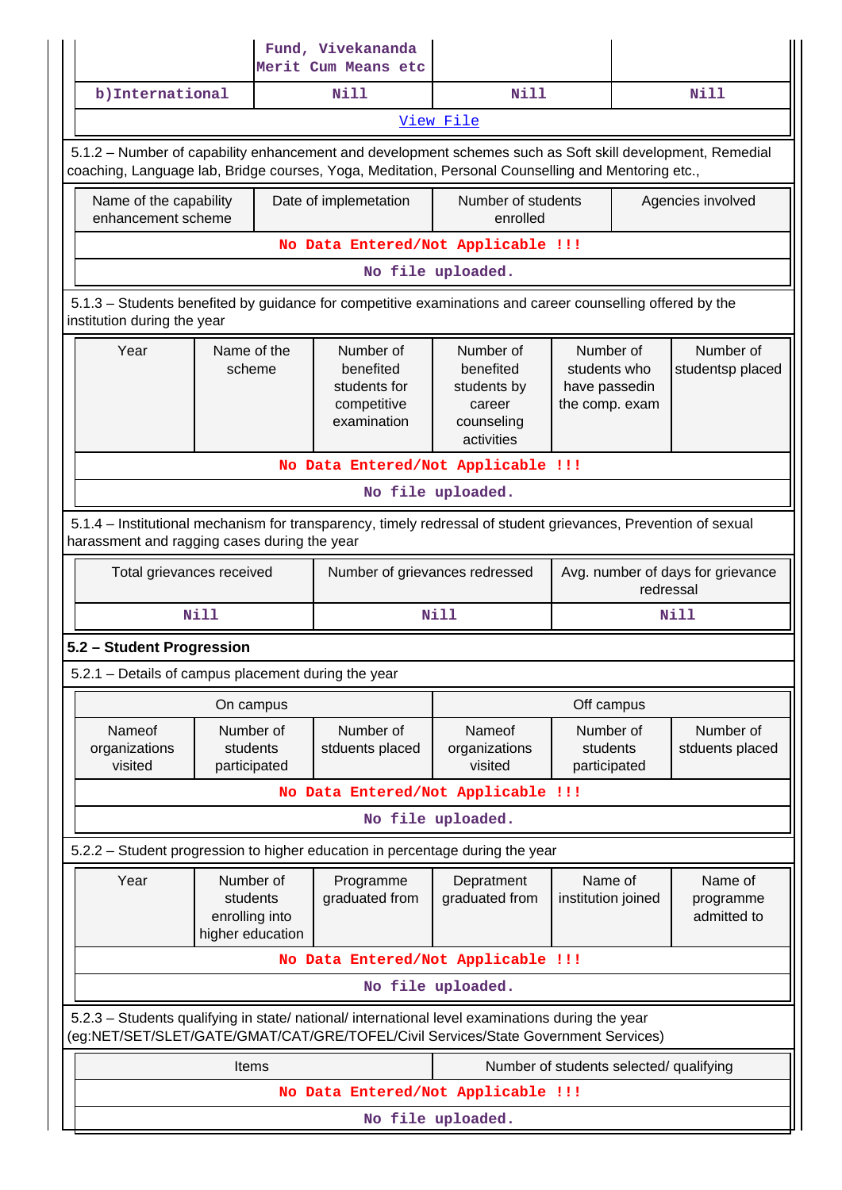|  | Fund, Vivekananda Merit Cum Means etc |  |  |
|---|---|---|---|
| b)International | Nill | Nill | Nill |
| View File | | | |

5.1.2 – Number of capability enhancement and development schemes such as Soft skill development, Remedial coaching, Language lab, Bridge courses, Yoga, Meditation, Personal Counselling and Mentoring etc.,

| Name of the capability enhancement scheme | Date of implemetation | Number of students enrolled | Agencies involved |
|---|---|---|---|
| No Data Entered/Not Applicable !!! | | | |
| No file uploaded. | | | |

5.1.3 – Students benefited by guidance for competitive examinations and career counselling offered by the institution during the year

| Year | Name of the scheme | Number of benefited students for competitive examination | Number of benefited students by career counseling activities | Number of students who have passedin the comp. exam | Number of studentsp placed |
|---|---|---|---|---|---|
| No Data Entered/Not Applicable !!! | | | | | |
| No file uploaded. | | | | | |

5.1.4 – Institutional mechanism for transparency, timely redressal of student grievances, Prevention of sexual harassment and ragging cases during the year

| Total grievances received | Number of grievances redressed | Avg. number of days for grievance redressal |
|---|---|---|
| Nill | Nill | Nill |

**5.2 – Student Progression**

5.2.1 – Details of campus placement during the year

| On campus | | | Off campus | | |
|---|---|---|---|---|---|
| Nameof organizations visited | Number of students participated | Number of stduents placed | Nameof organizations visited | Number of students participated | Number of stduents placed |
| No Data Entered/Not Applicable !!! | | | | | |
| No file uploaded. | | | | | |

5.2.2 – Student progression to higher education in percentage during the year

| Year | Number of students enrolling into higher education | Programme graduated from | Depratment graduated from | Name of institution joined | Name of programme admitted to |
|---|---|---|---|---|---|
| No Data Entered/Not Applicable !!! | | | | | |
| No file uploaded. | | | | | |

5.2.3 – Students qualifying in state/ national/ international level examinations during the year (eg:NET/SET/SLET/GATE/GMAT/CAT/GRE/TOFEL/Civil Services/State Government Services)

| Items | Number of students selected/ qualifying |
|---|---|
| No Data Entered/Not Applicable !!! | |
| No file uploaded. | |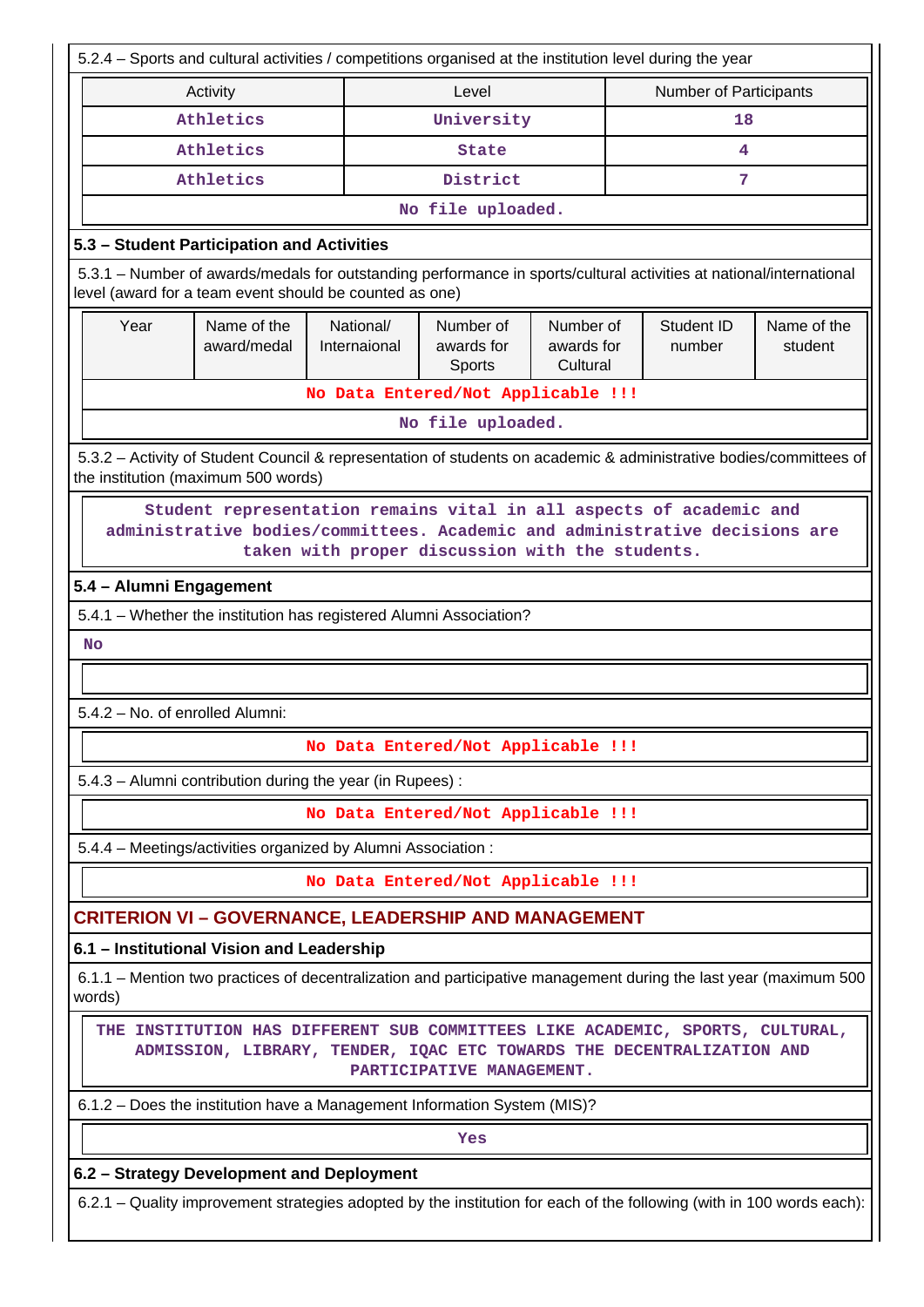5.2.4 – Sports and cultural activities / competitions organised at the institution level during the year

| Activity | Level | Number of Participants |
|---|---|---|
| Athletics | University | 18 |
| Athletics | State | 4 |
| Athletics | District | 7 |
| No file uploaded. | | |

### 5.3 – Student Participation and Activities

5.3.1 – Number of awards/medals for outstanding performance in sports/cultural activities at national/international level (award for a team event should be counted as one)

| Year | Name of the award/medal | National/ Internaional | Number of awards for Sports | Number of awards for Cultural | Student ID number | Name of the student |
|---|---|---|---|---|---|---|
| No Data Entered/Not Applicable !!! | | | | | | |
| No file uploaded. | | | | | | |

5.3.2 – Activity of Student Council & representation of students on academic & administrative bodies/committees of the institution (maximum 500 words)

Student representation remains vital in all aspects of academic and administrative bodies/committees. Academic and administrative decisions are taken with proper discussion with the students.

### 5.4 – Alumni Engagement

5.4.1 – Whether the institution has registered Alumni Association?

No

5.4.2 – No. of enrolled Alumni:

No Data Entered/Not Applicable !!!

5.4.3 – Alumni contribution during the year (in Rupees) :

No Data Entered/Not Applicable !!!

5.4.4 – Meetings/activities organized by Alumni Association :

No Data Entered/Not Applicable !!!

## CRITERION VI – GOVERNANCE, LEADERSHIP AND MANAGEMENT

### 6.1 – Institutional Vision and Leadership

6.1.1 – Mention two practices of decentralization and participative management during the last year (maximum 500 words)

THE INSTITUTION HAS DIFFERENT SUB COMMITTEES LIKE ACADEMIC, SPORTS, CULTURAL, ADMISSION, LIBRARY, TENDER, IQAC ETC TOWARDS THE DECENTRALIZATION AND PARTICIPATIVE MANAGEMENT.

6.1.2 – Does the institution have a Management Information System (MIS)?

Yes

### 6.2 – Strategy Development and Deployment

6.2.1 – Quality improvement strategies adopted by the institution for each of the following (with in 100 words each):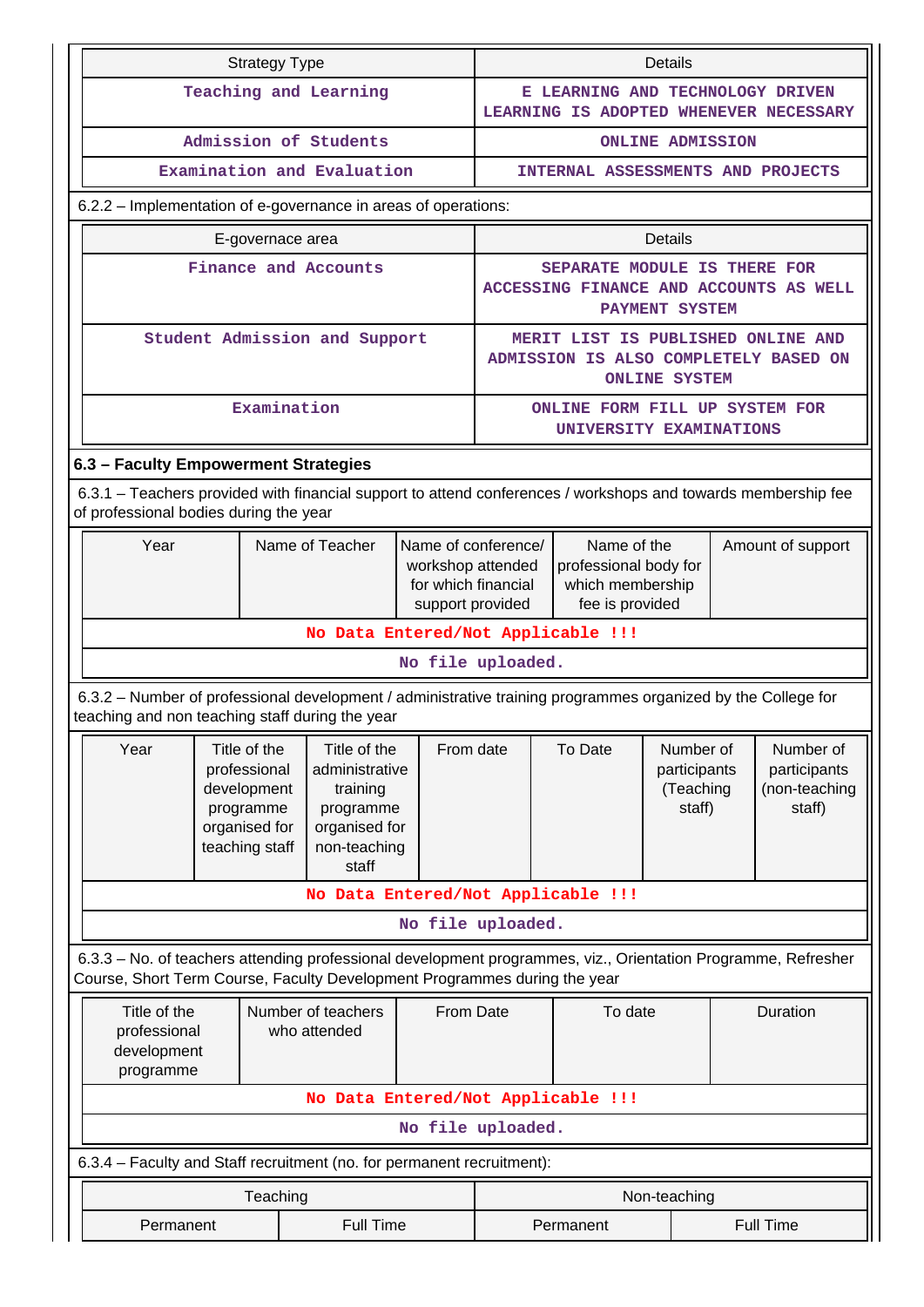| Strategy Type | Details |
|---|---|
| Teaching and Learning | E LEARNING AND TECHNOLOGY DRIVEN LEARNING IS ADOPTED WHENEVER NECESSARY |
| Admission of Students | ONLINE ADMISSION |
| Examination and Evaluation | INTERNAL ASSESSMENTS AND PROJECTS |

6.2.2 – Implementation of e-governance in areas of operations:

| E-governace area | Details |
|---|---|
| Finance and Accounts | SEPARATE MODULE IS THERE FOR ACCESSING FINANCE AND ACCOUNTS AS WELL PAYMENT SYSTEM |
| Student Admission and Support | MERIT LIST IS PUBLISHED ONLINE AND ADMISSION IS ALSO COMPLETELY BASED ON ONLINE SYSTEM |
| Examination | ONLINE FORM FILL UP SYSTEM FOR UNIVERSITY EXAMINATIONS |

**6.3 – Faculty Empowerment Strategies**

6.3.1 – Teachers provided with financial support to attend conferences / workshops and towards membership fee of professional bodies during the year

| Year | Name of Teacher | Name of conference/ workshop attended for which financial support provided | Name of the professional body for which membership fee is provided | Amount of support |
|---|---|---|---|---|
| No Data Entered/Not Applicable !!! | | | | |
| No file uploaded. | | | | |

6.3.2 – Number of professional development / administrative training programmes organized by the College for teaching and non teaching staff during the year

| Year | Title of the professional development programme organised for teaching staff | Title of the administrative training programme organised for non-teaching staff | From date | To Date | Number of participants (Teaching staff) | Number of participants (non-teaching staff) |
|---|---|---|---|---|---|---|
| No Data Entered/Not Applicable !!! | | | | | | |
| No file uploaded. | | | | | | |

6.3.3 – No. of teachers attending professional development programmes, viz., Orientation Programme, Refresher Course, Short Term Course, Faculty Development Programmes during the year

| Title of the professional development programme | Number of teachers who attended | From Date | To date | Duration |
|---|---|---|---|---|
| No Data Entered/Not Applicable !!! | | | | |
| No file uploaded. | | | | |

6.3.4 – Faculty and Staff recruitment (no. for permanent recruitment):

| Teaching | | Non-teaching | |
|---|---|---|---|
| Permanent | Full Time | Permanent | Full Time |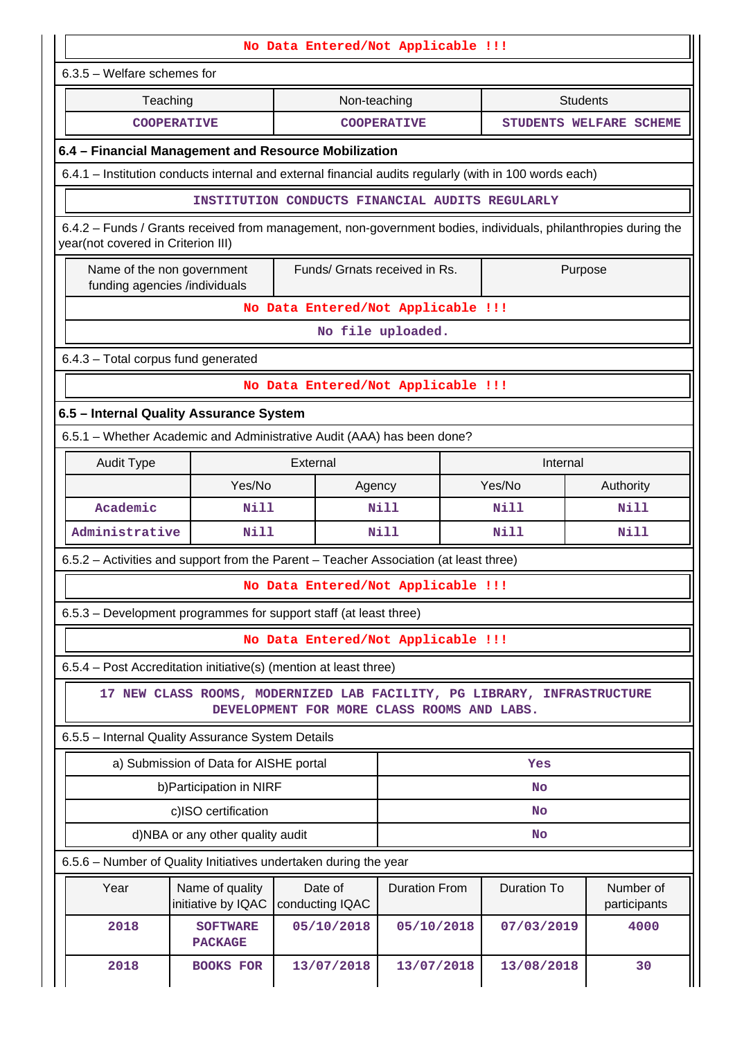No Data Entered/Not Applicable !!!

6.3.5 – Welfare schemes for

| Teaching | Non-teaching | Students |
|---|---|---|
| COOPERATIVE | COOPERATIVE | STUDENTS WELFARE SCHEME |

## 6.4 – Financial Management and Resource Mobilization

6.4.1 – Institution conducts internal and external financial audits regularly (with in 100 words each)

INSTITUTION CONDUCTS FINANCIAL AUDITS REGULARLY

6.4.2 – Funds / Grants received from management, non-government bodies, individuals, philanthropies during the year(not covered in Criterion III)

| Name of the non government funding agencies /individuals | Funds/ Grnats received in Rs. | Purpose |
|---|---|---|
| No Data Entered/Not Applicable !!! | | |

No file uploaded.

6.4.3 – Total corpus fund generated

No Data Entered/Not Applicable !!!

## 6.5 – Internal Quality Assurance System

6.5.1 – Whether Academic and Administrative Audit (AAA) has been done?

| Audit Type | External | | Internal | |
|---|---|---|---|---|
| | Yes/No | Agency | Yes/No | Authority |
| Academic | Nill | Nill | Nill | Nill |
| Administrative | Nill | Nill | Nill | Nill |

6.5.2 – Activities and support from the Parent – Teacher Association (at least three)

No Data Entered/Not Applicable !!!

6.5.3 – Development programmes for support staff (at least three)

No Data Entered/Not Applicable !!!

6.5.4 – Post Accreditation initiative(s) (mention at least three)

17 NEW CLASS ROOMS, MODERNIZED LAB FACILITY, PG LIBRARY, INFRASTRUCTURE DEVELOPMENT FOR MORE CLASS ROOMS AND LABS.

6.5.5 – Internal Quality Assurance System Details

| | |
|---|---|
| a) Submission of Data for AISHE portal | Yes |
| b)Participation in NIRF | No |
| c)ISO certification | No |
| d)NBA or any other quality audit | No |

6.5.6 – Number of Quality Initiatives undertaken during the year

| Year | Name of quality initiative by IQAC | Date of conducting IQAC | Duration From | Duration To | Number of participants |
|---|---|---|---|---|---|
| 2018 | SOFTWARE PACKAGE | 05/10/2018 | 05/10/2018 | 07/03/2019 | 4000 |
| 2018 | BOOKS FOR | 13/07/2018 | 13/07/2018 | 13/08/2018 | 30 |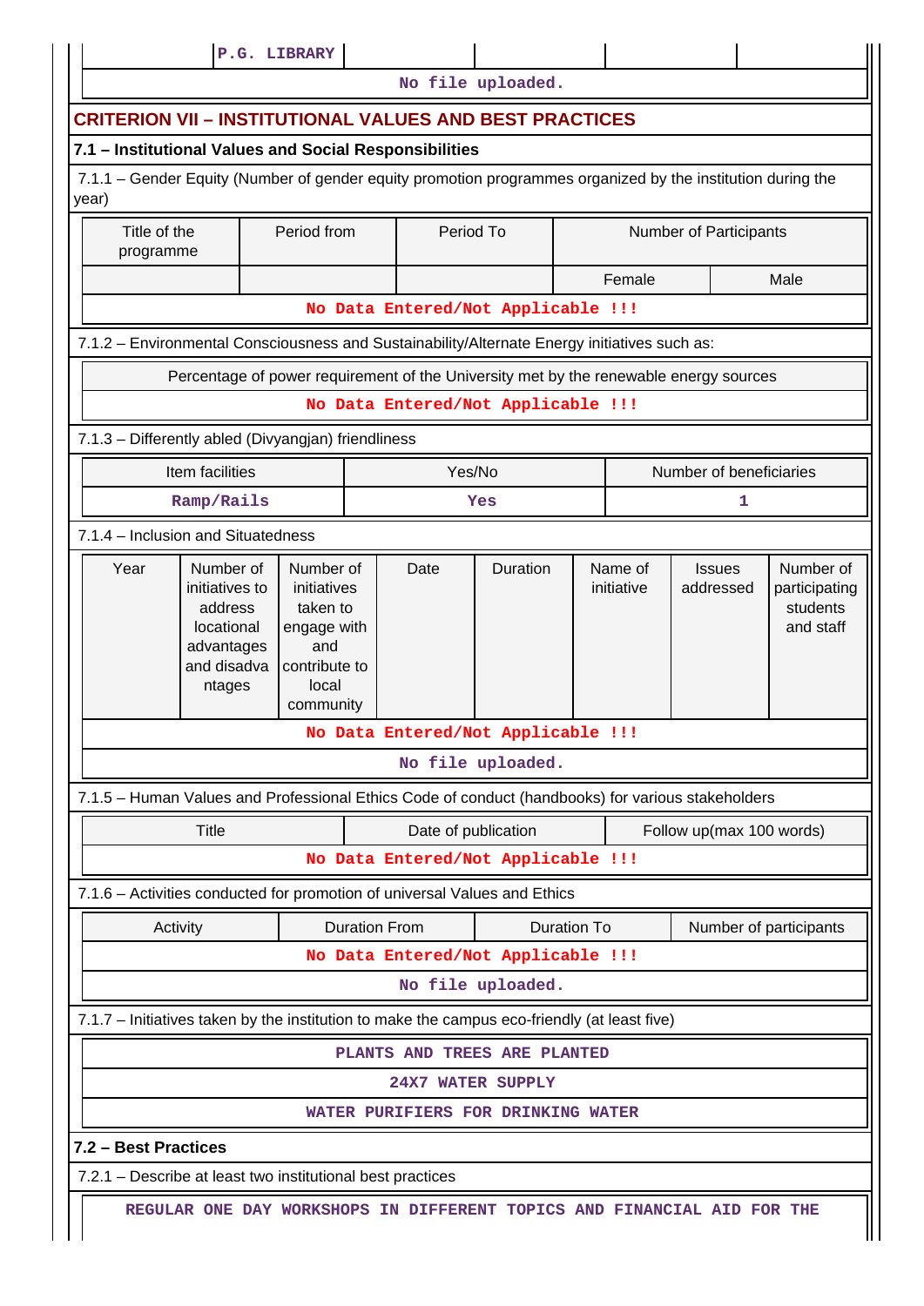| | P.G. LIBRARY | | | | |
|---|---|---|---|---|---|

No file uploaded.

## CRITERION VII – INSTITUTIONAL VALUES AND BEST PRACTICES

### 7.1 – Institutional Values and Social Responsibilities

7.1.1 – Gender Equity (Number of gender equity promotion programmes organized by the institution during the year)

| Title of the programme | Period from | Period To | Number of Participants | |
|---|---|---|---|---|
| | | | Female | Male |

No Data Entered/Not Applicable !!!

7.1.2 – Environmental Consciousness and Sustainability/Alternate Energy initiatives such as:

| Percentage of power requirement of the University met by the renewable energy sources |
|---|

No Data Entered/Not Applicable !!!

7.1.3 – Differently abled (Divyangjan) friendliness

| Item facilities | Yes/No | Number of beneficiaries |
|---|---|---|
| Ramp/Rails | Yes | 1 |

7.1.4 – Inclusion and Situatedness

| Year | Number of initiatives to address locational advantages and disadvantages | Number of initiatives taken to engage with and contribute to local community | Date | Duration | Name of initiative | Issues addressed | Number of participating students and staff |
|---|---|---|---|---|---|---|---|

No Data Entered/Not Applicable !!!

No file uploaded.

7.1.5 – Human Values and Professional Ethics Code of conduct (handbooks) for various stakeholders

| Title | Date of publication | Follow up(max 100 words) |
|---|---|---|

No Data Entered/Not Applicable !!!

7.1.6 – Activities conducted for promotion of universal Values and Ethics

| Activity | Duration From | Duration To | Number of participants |
|---|---|---|---|

No Data Entered/Not Applicable !!!

No file uploaded.

7.1.7 – Initiatives taken by the institution to make the campus eco-friendly (at least five)

PLANTS AND TREES ARE PLANTED

24X7 WATER SUPPLY

WATER PURIFIERS FOR DRINKING WATER

### 7.2 – Best Practices

7.2.1 – Describe at least two institutional best practices

REGULAR ONE DAY WORKSHOPS IN DIFFERENT TOPICS AND FINANCIAL AID FOR THE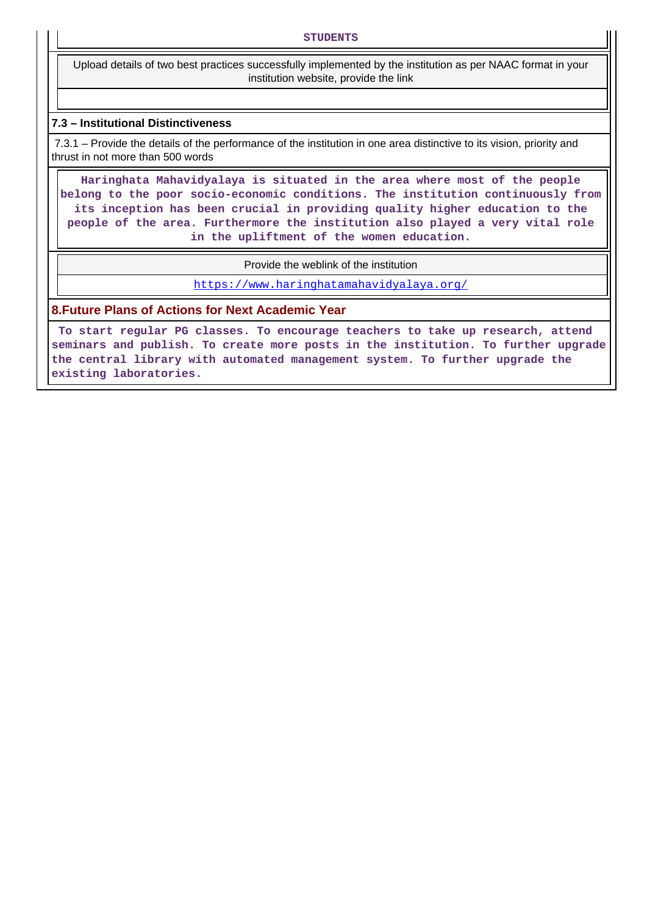STUDENTS

Upload details of two best practices successfully implemented by the institution as per NAAC format in your institution website, provide the link

### 7.3 – Institutional Distinctiveness

7.3.1 – Provide the details of the performance of the institution in one area distinctive to its vision, priority and thrust in not more than 500 words

**Haringhata Mahavidyalaya is situated in the area where most of the people belong to the poor socio-economic conditions. The institution continuously from its inception has been crucial in providing quality higher education to the people of the area. Furthermore the institution also played a very vital role in the upliftment of the women education.**

Provide the weblink of the institution

https://www.haringhatamahavidyalaya.org/

## 8.Future Plans of Actions for Next Academic Year

**To start regular PG classes. To encourage teachers to take up research, attend seminars and publish. To create more posts in the institution. To further upgrade the central library with automated management system. To further upgrade the existing laboratories.**